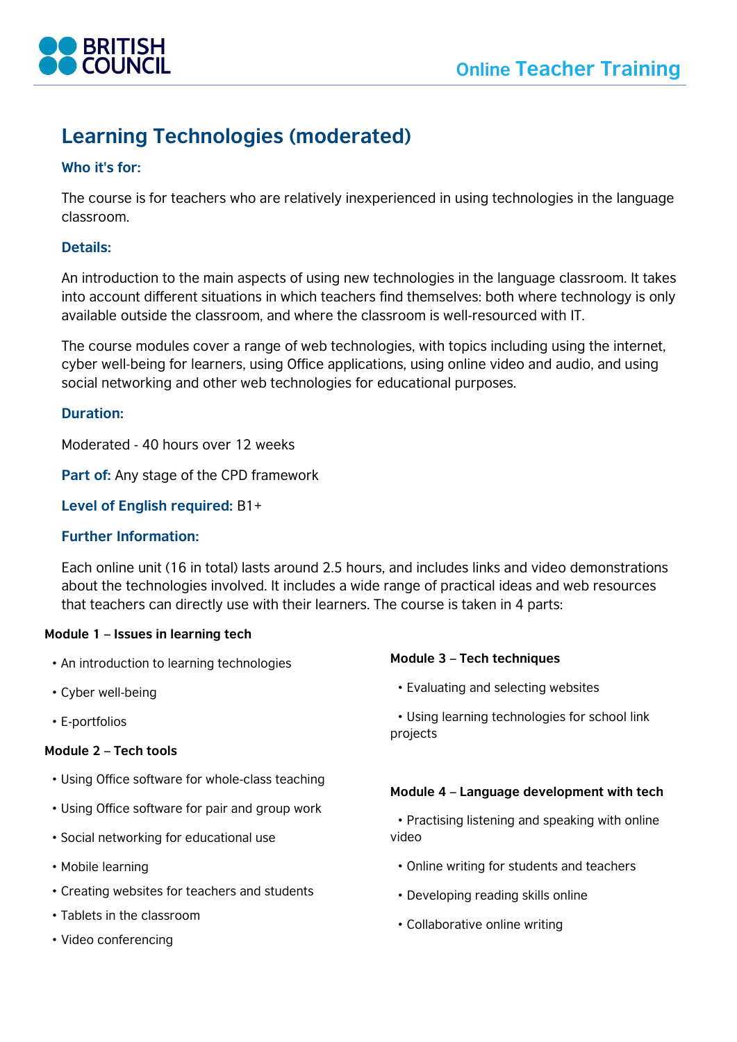# Learning Technologies (moderated)

### Who it's for:

The course is for teachers who are relatively inexperienced in using technologies in the language classroom.

### Details:

An introduction to the main aspects of using new technologies in the language classroom. It takes into account different situations in which teachers find themselves: both where technology is only available outside the classroom, and where the classroom is well-resourced with IT.

The course modules cover a range of web technologies, with topics including using the internet, cyber well-being for learners, using Office applications, using online video and audio, and using social networking and other web technologies for educational purposes.

### Duration:

Moderated - 40 hours over 12 weeks

**Part of:** Any stage of the CPD framework

**Level of English required:** B1+

### Further Information:

Each online unit (16 in total) lasts around 2.5 hours, and includes links and video demonstrations about the technologies involved. It includes a wide range of practical ideas and web resources that teachers can directly use with their learners. The course is taken in 4 parts:

**Module 1 – Issues in learning tech**

- An introduction to learning technologies
- Cyber well-being
- E-portfolios

**Module 2 – Tech tools**

- Using Office software for whole-class teaching
- Using Office software for pair and group work
- Social networking for educational use
- Mobile learning
- Creating websites for teachers and students
- Tablets in the classroom
- Video conferencing

**Module 3 – Tech techniques**

- Evaluating and selecting websites
- Using learning technologies for school link projects

**Module 4 – Language development with tech**

- Practising listening and speaking with online video
- Online writing for students and teachers
- Developing reading skills online
- Collaborative online writing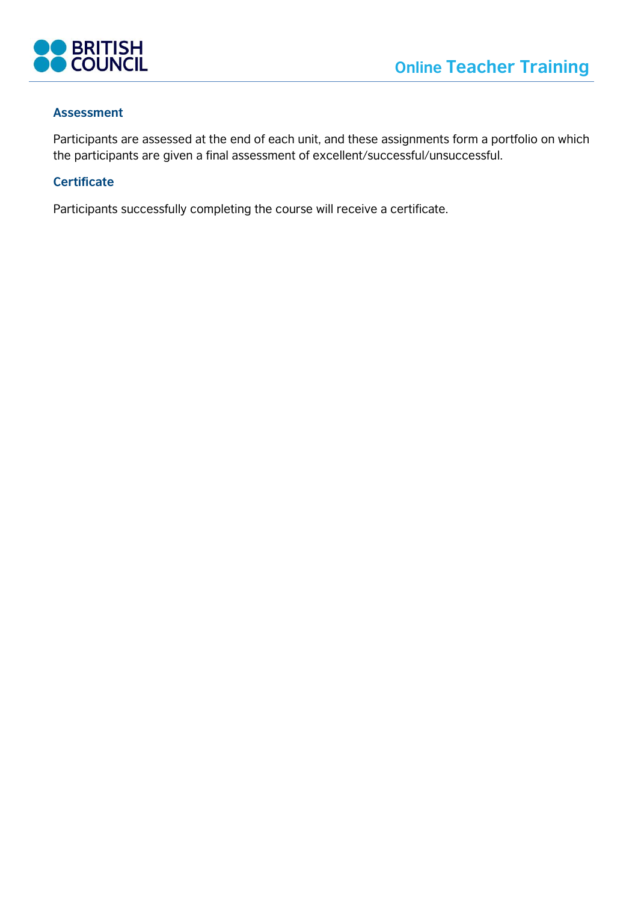### Assessment

Participants are assessed at the end of each unit, and these assignments form a portfolio on which the participants are given a final assessment of excellent/successful/unsuccessful.

### Certificate

Participants successfully completing the course will receive a certificate.